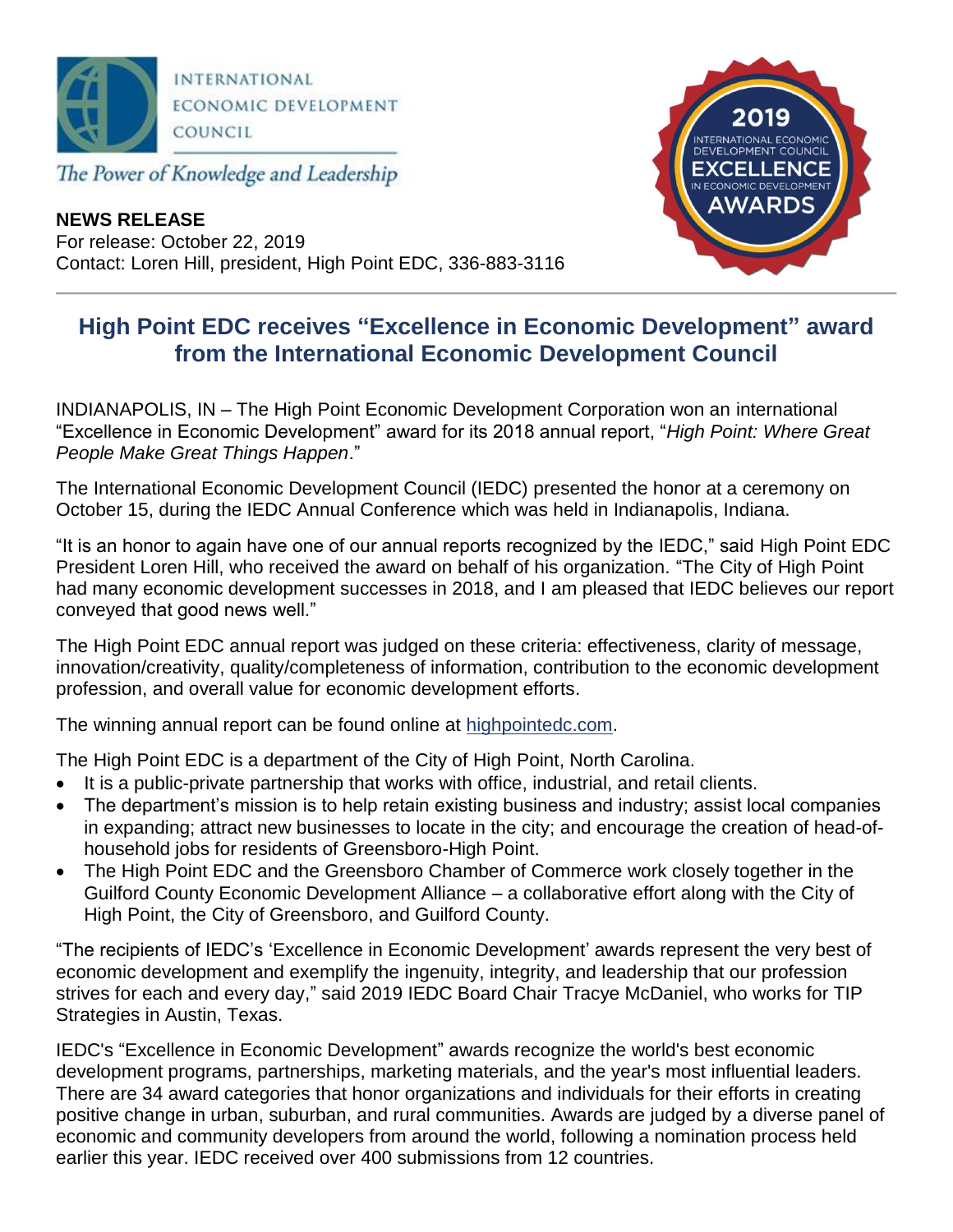INTERNATIONAL ECONOMIC DEVELOPMENT COUNCIL

*The Power of Knowledge and Leadership*

2019 INTERNATIONAL ECONOMIC DEVELOPMENT COUNCIL EXCELLENCE IN ECONOMIC DEVELOPMENT AWARDS

**NEWS RELEASE**
For release: October 22, 2019
Contact: Loren Hill, president, High Point EDC, 336-883-3116

## High Point EDC receives "Excellence in Economic Development" award from the International Economic Development Council

INDIANAPOLIS, IN – The High Point Economic Development Corporation won an international "Excellence in Economic Development" award for its 2018 annual report, "*High Point: Where Great People Make Great Things Happen*."

The International Economic Development Council (IEDC) presented the honor at a ceremony on October 15, during the IEDC Annual Conference which was held in Indianapolis, Indiana.

"It is an honor to again have one of our annual reports recognized by the IEDC," said High Point EDC President Loren Hill, who received the award on behalf of his organization. "The City of High Point had many economic development successes in 2018, and I am pleased that IEDC believes our report conveyed that good news well."

The High Point EDC annual report was judged on these criteria: effectiveness, clarity of message, innovation/creativity, quality/completeness of information, contribution to the economic development profession, and overall value for economic development efforts.

The winning annual report can be found online at highpointedc.com.

The High Point EDC is a department of the City of High Point, North Carolina.

- It is a public-private partnership that works with office, industrial, and retail clients.
- The department's mission is to help retain existing business and industry; assist local companies in expanding; attract new businesses to locate in the city; and encourage the creation of head-of-household jobs for residents of Greensboro-High Point.
- The High Point EDC and the Greensboro Chamber of Commerce work closely together in the Guilford County Economic Development Alliance – a collaborative effort along with the City of High Point, the City of Greensboro, and Guilford County.

"The recipients of IEDC's 'Excellence in Economic Development' awards represent the very best of economic development and exemplify the ingenuity, integrity, and leadership that our profession strives for each and every day," said 2019 IEDC Board Chair Tracye McDaniel, who works for TIP Strategies in Austin, Texas.

IEDC's "Excellence in Economic Development" awards recognize the world's best economic development programs, partnerships, marketing materials, and the year's most influential leaders. There are 34 award categories that honor organizations and individuals for their efforts in creating positive change in urban, suburban, and rural communities. Awards are judged by a diverse panel of economic and community developers from around the world, following a nomination process held earlier this year. IEDC received over 400 submissions from 12 countries.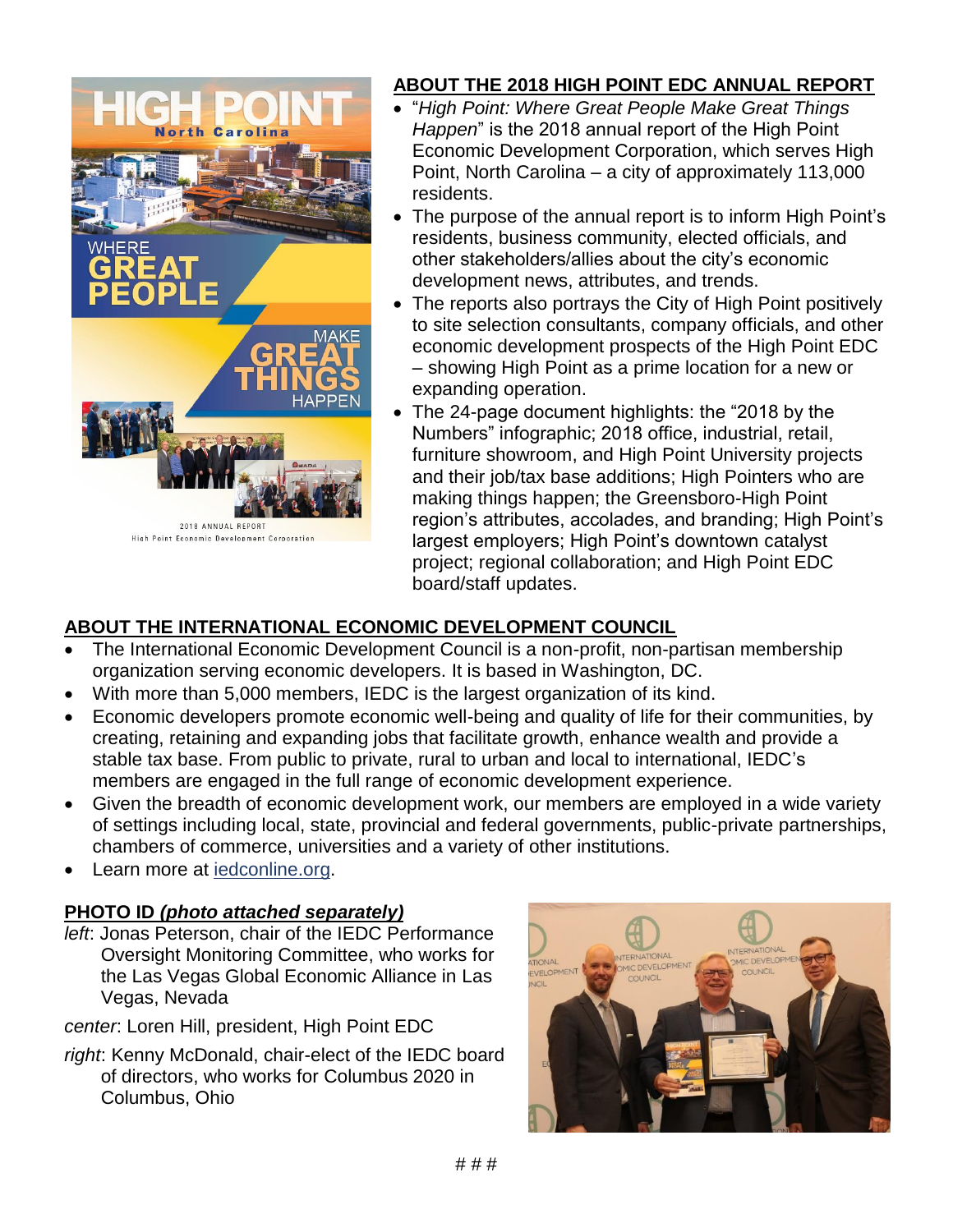## ABOUT THE 2018 HIGH POINT EDC ANNUAL REPORT

- "*High Point: Where Great People Make Great Things Happen*" is the 2018 annual report of the High Point Economic Development Corporation, which serves High Point, North Carolina – a city of approximately 113,000 residents.
- The purpose of the annual report is to inform High Point's residents, business community, elected officials, and other stakeholders/allies about the city's economic development news, attributes, and trends.
- The reports also portrays the City of High Point positively to site selection consultants, company officials, and other economic development prospects of the High Point EDC – showing High Point as a prime location for a new or expanding operation.
- The 24-page document highlights: the "2018 by the Numbers" infographic; 2018 office, industrial, retail, furniture showroom, and High Point University projects and their job/tax base additions; High Pointers who are making things happen; the Greensboro-High Point region's attributes, accolades, and branding; High Point's largest employers; High Point's downtown catalyst project; regional collaboration; and High Point EDC board/staff updates.

## ABOUT THE INTERNATIONAL ECONOMIC DEVELOPMENT COUNCIL

- The International Economic Development Council is a non-profit, non-partisan membership organization serving economic developers. It is based in Washington, DC.
- With more than 5,000 members, IEDC is the largest organization of its kind.
- Economic developers promote economic well-being and quality of life for their communities, by creating, retaining and expanding jobs that facilitate growth, enhance wealth and provide a stable tax base. From public to private, rural to urban and local to international, IEDC's members are engaged in the full range of economic development experience.
- Given the breadth of economic development work, our members are employed in a wide variety of settings including local, state, provincial and federal governments, public-private partnerships, chambers of commerce, universities and a variety of other institutions.
- Learn more at iedconline.org.

## PHOTO ID *(photo attached separately)*

*left*: Jonas Peterson, chair of the IEDC Performance Oversight Monitoring Committee, who works for the Las Vegas Global Economic Alliance in Las Vegas, Nevada

*center*: Loren Hill, president, High Point EDC

*right*: Kenny McDonald, chair-elect of the IEDC board of directors, who works for Columbus 2020 in Columbus, Ohio

# # #